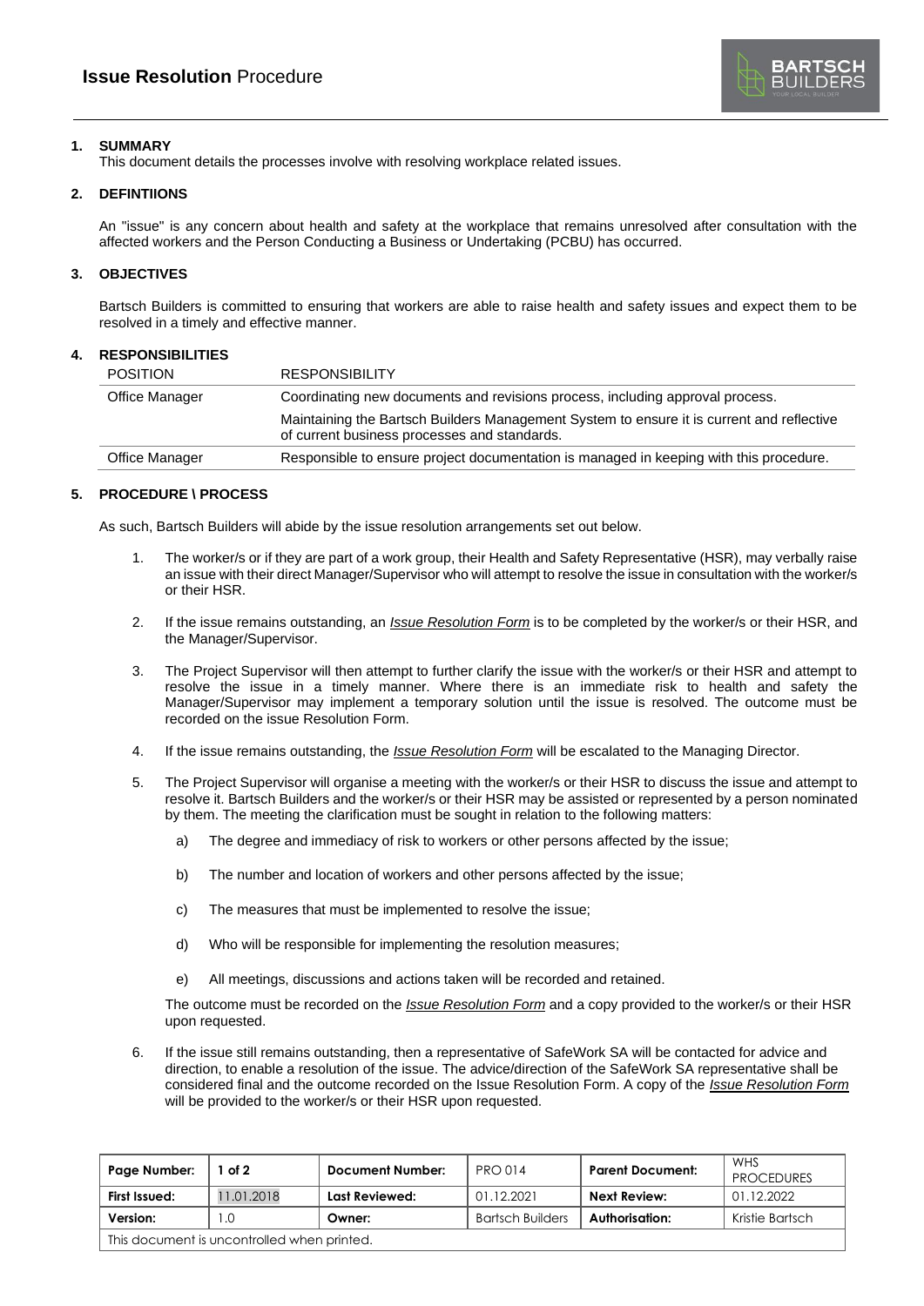# **Issue Resolution** Procedure

## 1. SUMMARY

This document details the processes involve with resolving workplace related issues.

## 2. DEFINTIIONS

An "issue" is any concern about health and safety at the workplace that remains unresolved after consultation with the affected workers and the Person Conducting a Business or Undertaking (PCBU) has occurred.

## 3. OBJECTIVES

Bartsch Builders is committed to ensuring that workers are able to raise health and safety issues and expect them to be resolved in a timely and effective manner.

## 4. RESPONSIBILITIES

| POSITION | RESPONSIBILITY |
|---|---|
| Office Manager | Coordinating new documents and revisions process, including approval process.<br>Maintaining the Bartsch Builders Management System to ensure it is current and reflective of current business processes and standards. |
| Office Manager | Responsible to ensure project documentation is managed in keeping with this procedure. |

## 5. PROCEDURE \ PROCESS

As such, Bartsch Builders will abide by the issue resolution arrangements set out below.

1. The worker/s or if they are part of a work group, their Health and Safety Representative (HSR), may verbally raise an issue with their direct Manager/Supervisor who will attempt to resolve the issue in consultation with the worker/s or their HSR.

2. If the issue remains outstanding, an *Issue Resolution Form* is to be completed by the worker/s or their HSR, and the Manager/Supervisor.

3. The Project Supervisor will then attempt to further clarify the issue with the worker/s or their HSR and attempt to resolve the issue in a timely manner. Where there is an immediate risk to health and safety the Manager/Supervisor may implement a temporary solution until the issue is resolved. The outcome must be recorded on the issue Resolution Form.

4. If the issue remains outstanding, the *Issue Resolution Form* will be escalated to the Managing Director.

5. The Project Supervisor will organise a meeting with the worker/s or their HSR to discuss the issue and attempt to resolve it. Bartsch Builders and the worker/s or their HSR may be assisted or represented by a person nominated by them. The meeting the clarification must be sought in relation to the following matters:

   a) The degree and immediacy of risk to workers or other persons affected by the issue;

   b) The number and location of workers and other persons affected by the issue;

   c) The measures that must be implemented to resolve the issue;

   d) Who will be responsible for implementing the resolution measures;

   e) All meetings, discussions and actions taken will be recorded and retained.

   The outcome must be recorded on the *Issue Resolution Form* and a copy provided to the worker/s or their HSR upon requested.

6. If the issue still remains outstanding, then a representative of SafeWork SA will be contacted for advice and direction, to enable a resolution of the issue. The advice/direction of the SafeWork SA representative shall be considered final and the outcome recorded on the Issue Resolution Form. A copy of the *Issue Resolution Form* will be provided to the worker/s or their HSR upon requested.

| **Page Number:** | 1 of 2 | **Document Number:** | PRO 014 | **Parent Document:** | WHS PROCEDURES |
|---|---|---|---|---|---|
| **First Issued:** | 11.01.2018 | **Last Reviewed:** | 01.12.2021 | **Next Review:** | 01.12.2022 |
| **Version:** | 1.0 | **Owner:** | Bartsch Builders | **Authorisation:** | Kristie Bartsch |
| This document is uncontrolled when printed. | | | | | |